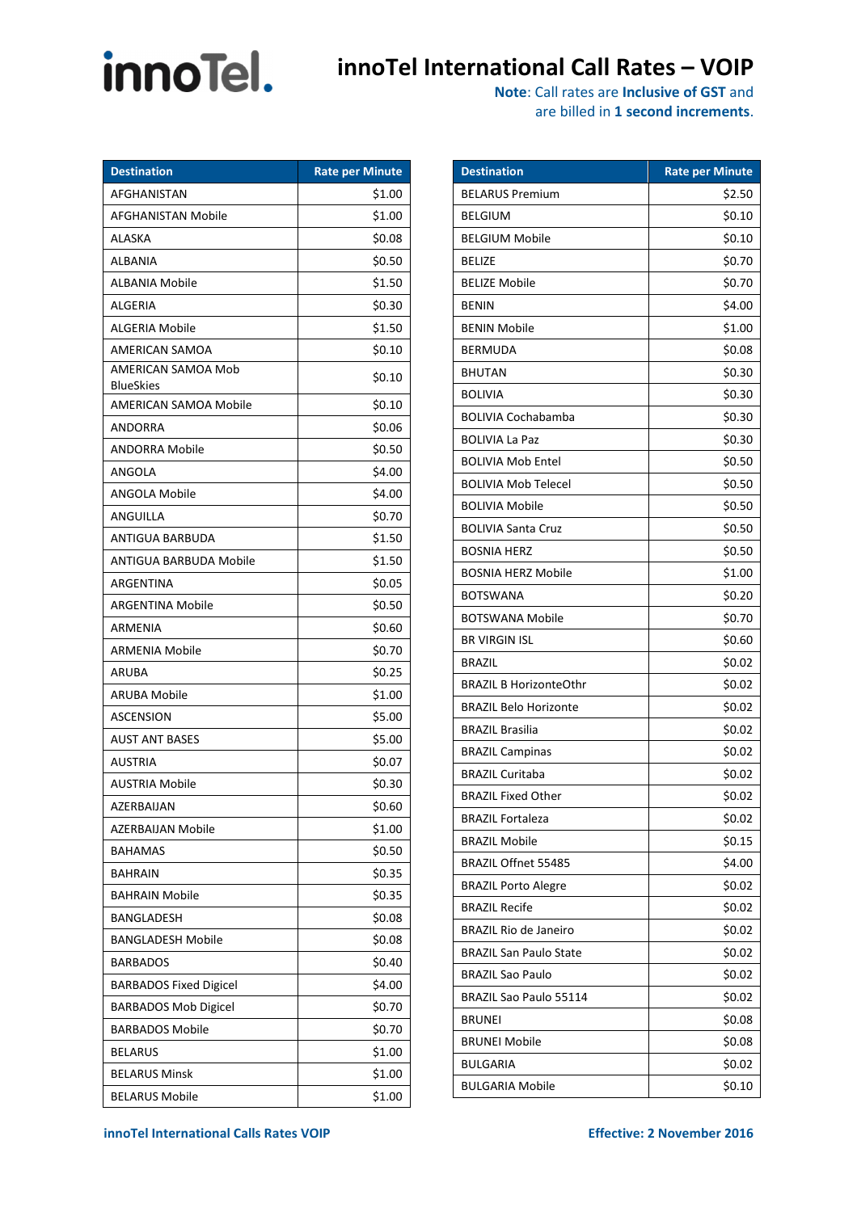innoTel.

# innoTel International Call Rates – VOIP

**Note**: Call rates are **Inclusive of GST** and are billed in **1 second increments**.

| Destination | Rate per Minute |
|---|---|
| AFGHANISTAN | $1.00 |
| AFGHANISTAN Mobile | $1.00 |
| ALASKA | $0.08 |
| ALBANIA | $0.50 |
| ALBANIA Mobile | $1.50 |
| ALGERIA | $0.30 |
| ALGERIA Mobile | $1.50 |
| AMERICAN SAMOA | $0.10 |
| AMERICAN SAMOA Mob BlueSkies | $0.10 |
| AMERICAN SAMOA Mobile | $0.10 |
| ANDORRA | $0.06 |
| ANDORRA Mobile | $0.50 |
| ANGOLA | $4.00 |
| ANGOLA Mobile | $4.00 |
| ANGUILLA | $0.70 |
| ANTIGUA BARBUDA | $1.50 |
| ANTIGUA BARBUDA Mobile | $1.50 |
| ARGENTINA | $0.05 |
| ARGENTINA Mobile | $0.50 |
| ARMENIA | $0.60 |
| ARMENIA Mobile | $0.70 |
| ARUBA | $0.25 |
| ARUBA Mobile | $1.00 |
| ASCENSION | $5.00 |
| AUST ANT BASES | $5.00 |
| AUSTRIA | $0.07 |
| AUSTRIA Mobile | $0.30 |
| AZERBAIJAN | $0.60 |
| AZERBAIJAN Mobile | $1.00 |
| BAHAMAS | $0.50 |
| BAHRAIN | $0.35 |
| BAHRAIN Mobile | $0.35 |
| BANGLADESH | $0.08 |
| BANGLADESH Mobile | $0.08 |
| BARBADOS | $0.40 |
| BARBADOS Fixed Digicel | $4.00 |
| BARBADOS Mob Digicel | $0.70 |
| BARBADOS Mobile | $0.70 |
| BELARUS | $1.00 |
| BELARUS Minsk | $1.00 |
| BELARUS Mobile | $1.00 |
| BELARUS Premium | $2.50 |
| BELGIUM | $0.10 |
| BELGIUM Mobile | $0.10 |
| BELIZE | $0.70 |
| BELIZE Mobile | $0.70 |
| BENIN | $4.00 |
| BENIN Mobile | $1.00 |
| BERMUDA | $0.08 |
| BHUTAN | $0.30 |
| BOLIVIA | $0.30 |
| BOLIVIA Cochabamba | $0.30 |
| BOLIVIA La Paz | $0.30 |
| BOLIVIA Mob Entel | $0.50 |
| BOLIVIA Mob Telecel | $0.50 |
| BOLIVIA Mobile | $0.50 |
| BOLIVIA Santa Cruz | $0.50 |
| BOSNIA HERZ | $0.50 |
| BOSNIA HERZ Mobile | $1.00 |
| BOTSWANA | $0.20 |
| BOTSWANA Mobile | $0.70 |
| BR VIRGIN ISL | $0.60 |
| BRAZIL | $0.02 |
| BRAZIL B HorizonteOthr | $0.02 |
| BRAZIL Belo Horizonte | $0.02 |
| BRAZIL Brasilia | $0.02 |
| BRAZIL Campinas | $0.02 |
| BRAZIL Curitaba | $0.02 |
| BRAZIL Fixed Other | $0.02 |
| BRAZIL Fortaleza | $0.02 |
| BRAZIL Mobile | $0.15 |
| BRAZIL Offnet 55485 | $4.00 |
| BRAZIL Porto Alegre | $0.02 |
| BRAZIL Recife | $0.02 |
| BRAZIL Rio de Janeiro | $0.02 |
| BRAZIL San Paulo State | $0.02 |
| BRAZIL Sao Paulo | $0.02 |
| BRAZIL Sao Paulo 55114 | $0.02 |
| BRUNEI | $0.08 |
| BRUNEI Mobile | $0.08 |
| BULGARIA | $0.02 |
| BULGARIA Mobile | $0.10 |

**innoTel International Calls Rates VOIP** — **Effective: 2 November 2016**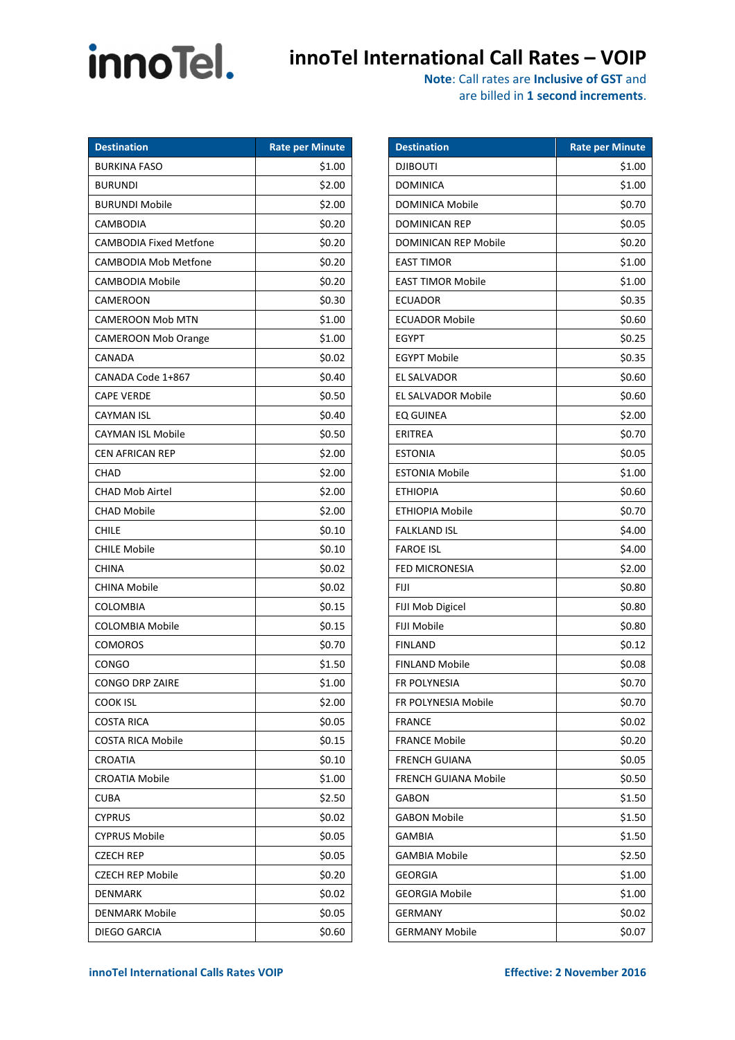# innoTel International Call Rates – VOIP

**Note**: Call rates are **Inclusive of GST** and are billed in **1 second increments**.

| Destination | Rate per Minute |
|---|---|
| BURKINA FASO | $1.00 |
| BURUNDI | $2.00 |
| BURUNDI Mobile | $2.00 |
| CAMBODIA | $0.20 |
| CAMBODIA Fixed Metfone | $0.20 |
| CAMBODIA Mob Metfone | $0.20 |
| CAMBODIA Mobile | $0.20 |
| CAMEROON | $0.30 |
| CAMEROON Mob MTN | $1.00 |
| CAMEROON Mob Orange | $1.00 |
| CANADA | $0.02 |
| CANADA Code 1+867 | $0.40 |
| CAPE VERDE | $0.50 |
| CAYMAN ISL | $0.40 |
| CAYMAN ISL Mobile | $0.50 |
| CEN AFRICAN REP | $2.00 |
| CHAD | $2.00 |
| CHAD Mob Airtel | $2.00 |
| CHAD Mobile | $2.00 |
| CHILE | $0.10 |
| CHILE Mobile | $0.10 |
| CHINA | $0.02 |
| CHINA Mobile | $0.02 |
| COLOMBIA | $0.15 |
| COLOMBIA Mobile | $0.15 |
| COMOROS | $0.70 |
| CONGO | $1.50 |
| CONGO DRP ZAIRE | $1.00 |
| COOK ISL | $2.00 |
| COSTA RICA | $0.05 |
| COSTA RICA Mobile | $0.15 |
| CROATIA | $0.10 |
| CROATIA Mobile | $1.00 |
| CUBA | $2.50 |
| CYPRUS | $0.02 |
| CYPRUS Mobile | $0.05 |
| CZECH REP | $0.05 |
| CZECH REP Mobile | $0.20 |
| DENMARK | $0.02 |
| DENMARK Mobile | $0.05 |
| DIEGO GARCIA | $0.60 |
| DJIBOUTI | $1.00 |
| DOMINICA | $1.00 |
| DOMINICA Mobile | $0.70 |
| DOMINICAN REP | $0.05 |
| DOMINICAN REP Mobile | $0.20 |
| EAST TIMOR | $1.00 |
| EAST TIMOR Mobile | $1.00 |
| ECUADOR | $0.35 |
| ECUADOR Mobile | $0.60 |
| EGYPT | $0.25 |
| EGYPT Mobile | $0.35 |
| EL SALVADOR | $0.60 |
| EL SALVADOR Mobile | $0.60 |
| EQ GUINEA | $2.00 |
| ERITREA | $0.70 |
| ESTONIA | $0.05 |
| ESTONIA Mobile | $1.00 |
| ETHIOPIA | $0.60 |
| ETHIOPIA Mobile | $0.70 |
| FALKLAND ISL | $4.00 |
| FAROE ISL | $4.00 |
| FED MICRONESIA | $2.00 |
| FIJI | $0.80 |
| FIJI Mob Digicel | $0.80 |
| FIJI Mobile | $0.80 |
| FINLAND | $0.12 |
| FINLAND Mobile | $0.08 |
| FR POLYNESIA | $0.70 |
| FR POLYNESIA Mobile | $0.70 |
| FRANCE | $0.02 |
| FRANCE Mobile | $0.20 |
| FRENCH GUIANA | $0.05 |
| FRENCH GUIANA Mobile | $0.50 |
| GABON | $1.50 |
| GABON Mobile | $1.50 |
| GAMBIA | $1.50 |
| GAMBIA Mobile | $2.50 |
| GEORGIA | $1.00 |
| GEORGIA Mobile | $1.00 |
| GERMANY | $0.02 |
| GERMANY Mobile | $0.07 |

innoTel International Calls Rates VOIP

Effective: 2 November 2016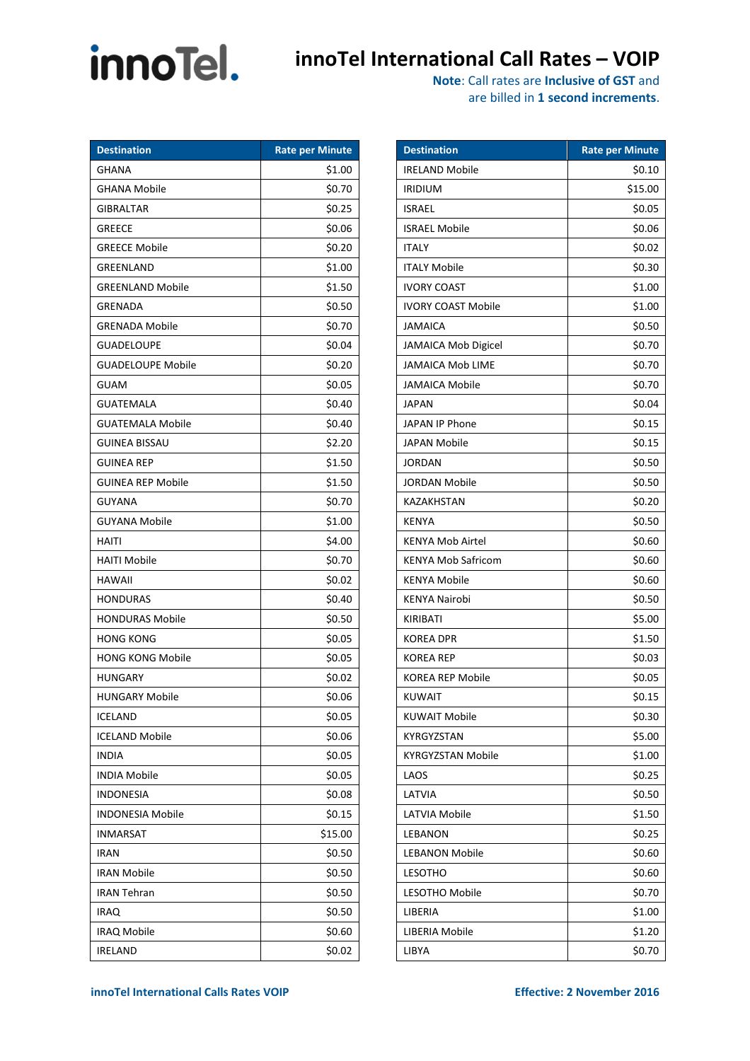# innoTel International Call Rates – VOIP

**Note**: Call rates are **Inclusive of GST** and are billed in **1 second increments**.

| Destination | Rate per Minute |
|---|---|
| GHANA | $1.00 |
| GHANA Mobile | $0.70 |
| GIBRALTAR | $0.25 |
| GREECE | $0.06 |
| GREECE Mobile | $0.20 |
| GREENLAND | $1.00 |
| GREENLAND Mobile | $1.50 |
| GRENADA | $0.50 |
| GRENADA Mobile | $0.70 |
| GUADELOUPE | $0.04 |
| GUADELOUPE Mobile | $0.20 |
| GUAM | $0.05 |
| GUATEMALA | $0.40 |
| GUATEMALA Mobile | $0.40 |
| GUINEA BISSAU | $2.20 |
| GUINEA REP | $1.50 |
| GUINEA REP Mobile | $1.50 |
| GUYANA | $0.70 |
| GUYANA Mobile | $1.00 |
| HAITI | $4.00 |
| HAITI Mobile | $0.70 |
| HAWAII | $0.02 |
| HONDURAS | $0.40 |
| HONDURAS Mobile | $0.50 |
| HONG KONG | $0.05 |
| HONG KONG Mobile | $0.05 |
| HUNGARY | $0.02 |
| HUNGARY Mobile | $0.06 |
| ICELAND | $0.05 |
| ICELAND Mobile | $0.06 |
| INDIA | $0.05 |
| INDIA Mobile | $0.05 |
| INDONESIA | $0.08 |
| INDONESIA Mobile | $0.15 |
| INMARSAT | $15.00 |
| IRAN | $0.50 |
| IRAN Mobile | $0.50 |
| IRAN Tehran | $0.50 |
| IRAQ | $0.50 |
| IRAQ Mobile | $0.60 |
| IRELAND | $0.02 |

| Destination | Rate per Minute |
|---|---|
| IRELAND Mobile | $0.10 |
| IRIDIUM | $15.00 |
| ISRAEL | $0.05 |
| ISRAEL Mobile | $0.06 |
| ITALY | $0.02 |
| ITALY Mobile | $0.30 |
| IVORY COAST | $1.00 |
| IVORY COAST Mobile | $1.00 |
| JAMAICA | $0.50 |
| JAMAICA Mob Digicel | $0.70 |
| JAMAICA Mob LIME | $0.70 |
| JAMAICA Mobile | $0.70 |
| JAPAN | $0.04 |
| JAPAN IP Phone | $0.15 |
| JAPAN Mobile | $0.15 |
| JORDAN | $0.50 |
| JORDAN Mobile | $0.50 |
| KAZAKHSTAN | $0.20 |
| KENYA | $0.50 |
| KENYA Mob Airtel | $0.60 |
| KENYA Mob Safricom | $0.60 |
| KENYA Mobile | $0.60 |
| KENYA Nairobi | $0.50 |
| KIRIBATI | $5.00 |
| KOREA DPR | $1.50 |
| KOREA REP | $0.03 |
| KOREA REP Mobile | $0.05 |
| KUWAIT | $0.15 |
| KUWAIT Mobile | $0.30 |
| KYRGYZSTAN | $5.00 |
| KYRGYZSTAN Mobile | $1.00 |
| LAOS | $0.25 |
| LATVIA | $0.50 |
| LATVIA Mobile | $1.50 |
| LEBANON | $0.25 |
| LEBANON Mobile | $0.60 |
| LESOTHO | $0.60 |
| LESOTHO Mobile | $0.70 |
| LIBERIA | $1.00 |
| LIBERIA Mobile | $1.20 |
| LIBYA | $0.70 |

innoTel International Calls Rates VOIP

Effective: 2 November 2016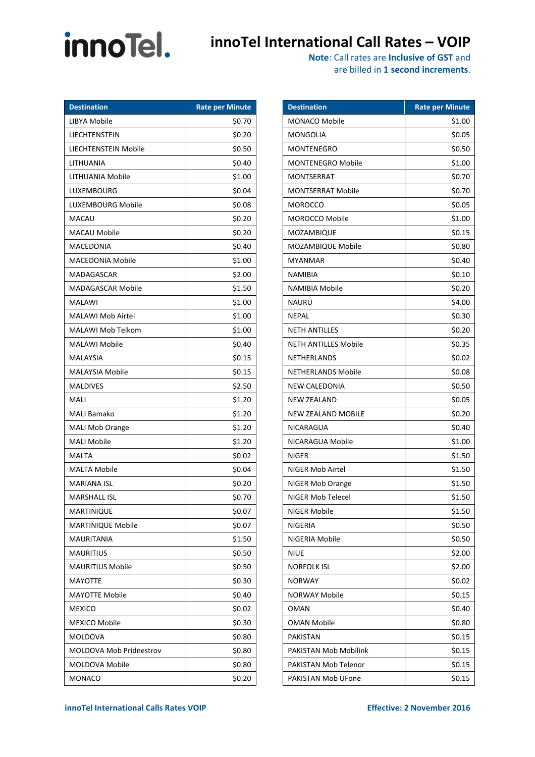# innoTel International Call Rates – VOIP

**Note**: Call rates are **Inclusive of GST** and are billed in **1 second increments**.

| Destination | Rate per Minute |
|---|---|
| LIBYA Mobile | $0.70 |
| LIECHTENSTEIN | $0.20 |
| LIECHTENSTEIN Mobile | $0.50 |
| LITHUANIA | $0.40 |
| LITHUANIA Mobile | $1.00 |
| LUXEMBOURG | $0.04 |
| LUXEMBOURG Mobile | $0.08 |
| MACAU | $0.20 |
| MACAU Mobile | $0.20 |
| MACEDONIA | $0.40 |
| MACEDONIA Mobile | $1.00 |
| MADAGASCAR | $2.00 |
| MADAGASCAR Mobile | $1.50 |
| MALAWI | $1.00 |
| MALAWI Mob Airtel | $1.00 |
| MALAWI Mob Telkom | $1.00 |
| MALAWI Mobile | $0.40 |
| MALAYSIA | $0.15 |
| MALAYSIA Mobile | $0.15 |
| MALDIVES | $2.50 |
| MALI | $1.20 |
| MALI Bamako | $1.20 |
| MALI Mob Orange | $1.20 |
| MALI Mobile | $1.20 |
| MALTA | $0.02 |
| MALTA Mobile | $0.04 |
| MARIANA ISL | $0.20 |
| MARSHALL ISL | $0.70 |
| MARTINIQUE | $0.07 |
| MARTINIQUE Mobile | $0.07 |
| MAURITANIA | $1.50 |
| MAURITIUS | $0.50 |
| MAURITIUS Mobile | $0.50 |
| MAYOTTE | $0.30 |
| MAYOTTE Mobile | $0.40 |
| MEXICO | $0.02 |
| MEXICO Mobile | $0.30 |
| MOLDOVA | $0.80 |
| MOLDOVA Mob Pridnestrov | $0.80 |
| MOLDOVA Mobile | $0.80 |
| MONACO | $0.20 |

| Destination | Rate per Minute |
|---|---|
| MONACO Mobile | $1.00 |
| MONGOLIA | $0.05 |
| MONTENEGRO | $0.50 |
| MONTENEGRO Mobile | $1.00 |
| MONTSERRAT | $0.70 |
| MONTSERRAT Mobile | $0.70 |
| MOROCCO | $0.05 |
| MOROCCO Mobile | $1.00 |
| MOZAMBIQUE | $0.15 |
| MOZAMBIQUE Mobile | $0.80 |
| MYANMAR | $0.40 |
| NAMIBIA | $0.10 |
| NAMIBIA Mobile | $0.20 |
| NAURU | $4.00 |
| NEPAL | $0.30 |
| NETH ANTILLES | $0.20 |
| NETH ANTILLES Mobile | $0.35 |
| NETHERLANDS | $0.02 |
| NETHERLANDS Mobile | $0.08 |
| NEW CALEDONIA | $0.50 |
| NEW ZEALAND | $0.05 |
| NEW ZEALAND MOBILE | $0.20 |
| NICARAGUA | $0.40 |
| NICARAGUA Mobile | $1.00 |
| NIGER | $1.50 |
| NIGER Mob Airtel | $1.50 |
| NIGER Mob Orange | $1.50 |
| NIGER Mob Telecel | $1.50 |
| NIGER Mobile | $1.50 |
| NIGERIA | $0.50 |
| NIGERIA Mobile | $0.50 |
| NIUE | $2.00 |
| NORFOLK ISL | $2.00 |
| NORWAY | $0.02 |
| NORWAY Mobile | $0.15 |
| OMAN | $0.40 |
| OMAN Mobile | $0.80 |
| PAKISTAN | $0.15 |
| PAKISTAN Mob Mobilink | $0.15 |
| PAKISTAN Mob Telenor | $0.15 |
| PAKISTAN Mob UFone | $0.15 |

innoTel International Calls Rates VOIP

Effective: 2 November 2016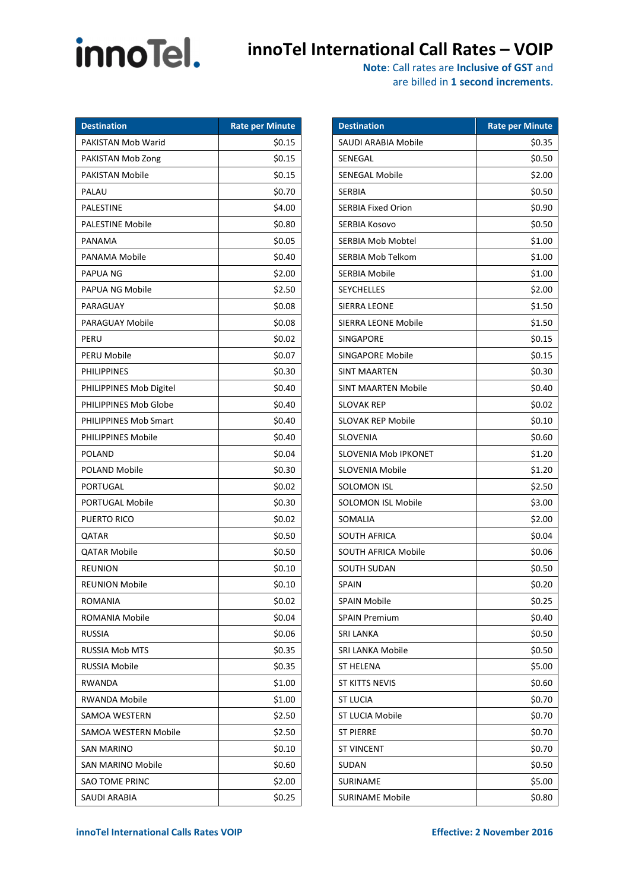# innoTel International Call Rates – VOIP

**Note**: Call rates are **Inclusive of GST** and are billed in **1 second increments**.

| Destination | Rate per Minute |
|---|---|
| PAKISTAN Mob Warid | $0.15 |
| PAKISTAN Mob Zong | $0.15 |
| PAKISTAN Mobile | $0.15 |
| PALAU | $0.70 |
| PALESTINE | $4.00 |
| PALESTINE Mobile | $0.80 |
| PANAMA | $0.05 |
| PANAMA Mobile | $0.40 |
| PAPUA NG | $2.00 |
| PAPUA NG Mobile | $2.50 |
| PARAGUAY | $0.08 |
| PARAGUAY Mobile | $0.08 |
| PERU | $0.02 |
| PERU Mobile | $0.07 |
| PHILIPPINES | $0.30 |
| PHILIPPINES Mob Digitel | $0.40 |
| PHILIPPINES Mob Globe | $0.40 |
| PHILIPPINES Mob Smart | $0.40 |
| PHILIPPINES Mobile | $0.40 |
| POLAND | $0.04 |
| POLAND Mobile | $0.30 |
| PORTUGAL | $0.02 |
| PORTUGAL Mobile | $0.30 |
| PUERTO RICO | $0.02 |
| QATAR | $0.50 |
| QATAR Mobile | $0.50 |
| REUNION | $0.10 |
| REUNION Mobile | $0.10 |
| ROMANIA | $0.02 |
| ROMANIA Mobile | $0.04 |
| RUSSIA | $0.06 |
| RUSSIA Mob MTS | $0.35 |
| RUSSIA Mobile | $0.35 |
| RWANDA | $1.00 |
| RWANDA Mobile | $1.00 |
| SAMOA WESTERN | $2.50 |
| SAMOA WESTERN Mobile | $2.50 |
| SAN MARINO | $0.10 |
| SAN MARINO Mobile | $0.60 |
| SAO TOME PRINC | $2.00 |
| SAUDI ARABIA | $0.25 |

| Destination | Rate per Minute |
|---|---|
| SAUDI ARABIA Mobile | $0.35 |
| SENEGAL | $0.50 |
| SENEGAL Mobile | $2.00 |
| SERBIA | $0.50 |
| SERBIA Fixed Orion | $0.90 |
| SERBIA Kosovo | $0.50 |
| SERBIA Mob Mobtel | $1.00 |
| SERBIA Mob Telkom | $1.00 |
| SERBIA Mobile | $1.00 |
| SEYCHELLES | $2.00 |
| SIERRA LEONE | $1.50 |
| SIERRA LEONE Mobile | $1.50 |
| SINGAPORE | $0.15 |
| SINGAPORE Mobile | $0.15 |
| SINT MAARTEN | $0.30 |
| SINT MAARTEN Mobile | $0.40 |
| SLOVAK REP | $0.02 |
| SLOVAK REP Mobile | $0.10 |
| SLOVENIA | $0.60 |
| SLOVENIA Mob IPKONET | $1.20 |
| SLOVENIA Mobile | $1.20 |
| SOLOMON ISL | $2.50 |
| SOLOMON ISL Mobile | $3.00 |
| SOMALIA | $2.00 |
| SOUTH AFRICA | $0.04 |
| SOUTH AFRICA Mobile | $0.06 |
| SOUTH SUDAN | $0.50 |
| SPAIN | $0.20 |
| SPAIN Mobile | $0.25 |
| SPAIN Premium | $0.40 |
| SRI LANKA | $0.50 |
| SRI LANKA Mobile | $0.50 |
| ST HELENA | $5.00 |
| ST KITTS NEVIS | $0.60 |
| ST LUCIA | $0.70 |
| ST LUCIA Mobile | $0.70 |
| ST PIERRE | $0.70 |
| ST VINCENT | $0.70 |
| SUDAN | $0.50 |
| SURINAME | $5.00 |
| SURINAME Mobile | $0.80 |

innoTel International Calls Rates VOIP

**Effective: 2 November 2016**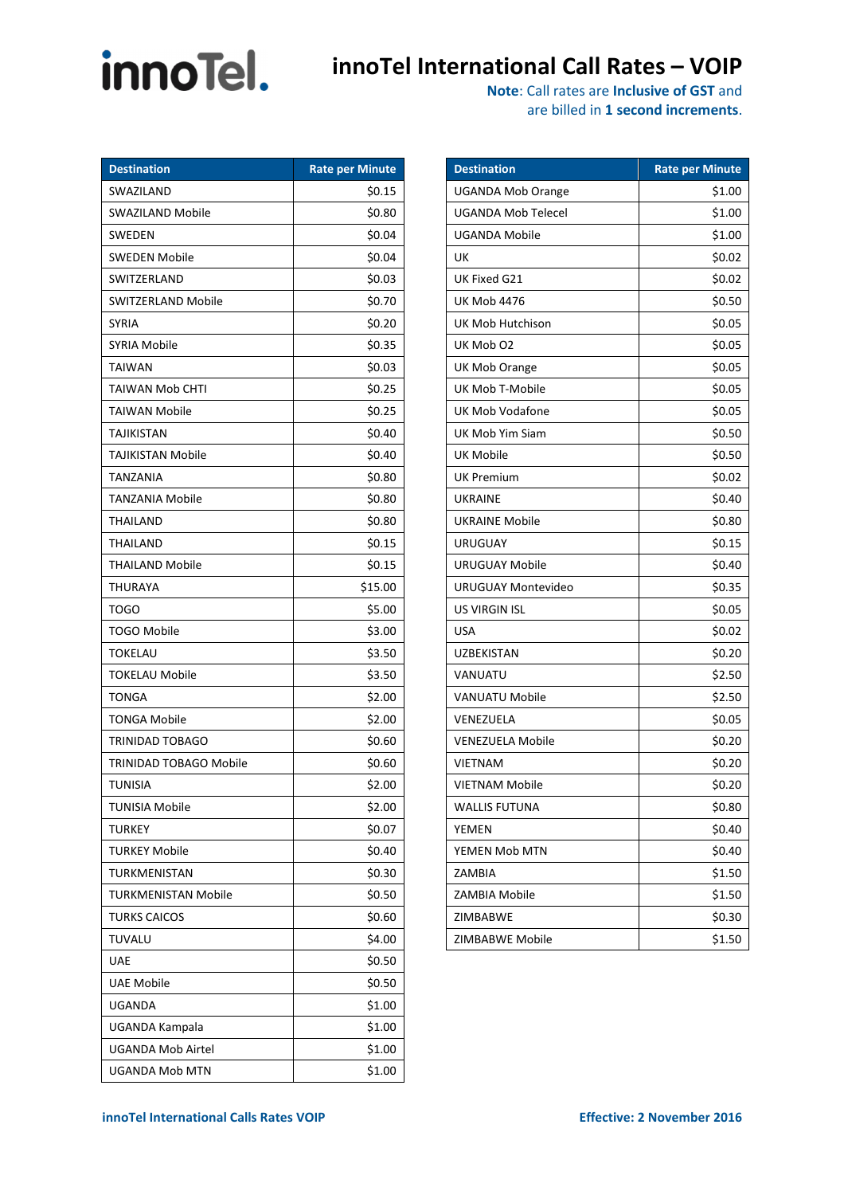# innoTel International Call Rates – VOIP

**Note**: Call rates are **Inclusive of GST** and are billed in **1 second increments**.

| Destination | Rate per Minute |
|---|---|
| SWAZILAND | $0.15 |
| SWAZILAND Mobile | $0.80 |
| SWEDEN | $0.04 |
| SWEDEN Mobile | $0.04 |
| SWITZERLAND | $0.03 |
| SWITZERLAND Mobile | $0.70 |
| SYRIA | $0.20 |
| SYRIA Mobile | $0.35 |
| TAIWAN | $0.03 |
| TAIWAN Mob CHTI | $0.25 |
| TAIWAN Mobile | $0.25 |
| TAJIKISTAN | $0.40 |
| TAJIKISTAN Mobile | $0.40 |
| TANZANIA | $0.80 |
| TANZANIA Mobile | $0.80 |
| THAILAND | $0.80 |
| THAILAND | $0.15 |
| THAILAND Mobile | $0.15 |
| THURAYA | $15.00 |
| TOGO | $5.00 |
| TOGO Mobile | $3.00 |
| TOKELAU | $3.50 |
| TOKELAU Mobile | $3.50 |
| TONGA | $2.00 |
| TONGA Mobile | $2.00 |
| TRINIDAD TOBAGO | $0.60 |
| TRINIDAD TOBAGO Mobile | $0.60 |
| TUNISIA | $2.00 |
| TUNISIA Mobile | $2.00 |
| TURKEY | $0.07 |
| TURKEY Mobile | $0.40 |
| TURKMENISTAN | $0.30 |
| TURKMENISTAN Mobile | $0.50 |
| TURKS CAICOS | $0.60 |
| TUVALU | $4.00 |
| UAE | $0.50 |
| UAE Mobile | $0.50 |
| UGANDA | $1.00 |
| UGANDA Kampala | $1.00 |
| UGANDA Mob Airtel | $1.00 |
| UGANDA Mob MTN | $1.00 |
| UGANDA Mob Orange | $1.00 |
| UGANDA Mob Telecel | $1.00 |
| UGANDA Mobile | $1.00 |
| UK | $0.02 |
| UK Fixed G21 | $0.02 |
| UK Mob 4476 | $0.50 |
| UK Mob Hutchison | $0.05 |
| UK Mob O2 | $0.05 |
| UK Mob Orange | $0.05 |
| UK Mob T-Mobile | $0.05 |
| UK Mob Vodafone | $0.05 |
| UK Mob Yim Siam | $0.50 |
| UK Mobile | $0.50 |
| UK Premium | $0.02 |
| UKRAINE | $0.40 |
| UKRAINE Mobile | $0.80 |
| URUGUAY | $0.15 |
| URUGUAY Mobile | $0.40 |
| URUGUAY Montevideo | $0.35 |
| US VIRGIN ISL | $0.05 |
| USA | $0.02 |
| UZBEKISTAN | $0.20 |
| VANUATU | $2.50 |
| VANUATU Mobile | $2.50 |
| VENEZUELA | $0.05 |
| VENEZUELA Mobile | $0.20 |
| VIETNAM | $0.20 |
| VIETNAM Mobile | $0.20 |
| WALLIS FUTUNA | $0.80 |
| YEMEN | $0.40 |
| YEMEN Mob MTN | $0.40 |
| ZAMBIA | $1.50 |
| ZAMBIA Mobile | $1.50 |
| ZIMBABWE | $0.30 |
| ZIMBABWE Mobile | $1.50 |

**Effective: 2 November 2016**